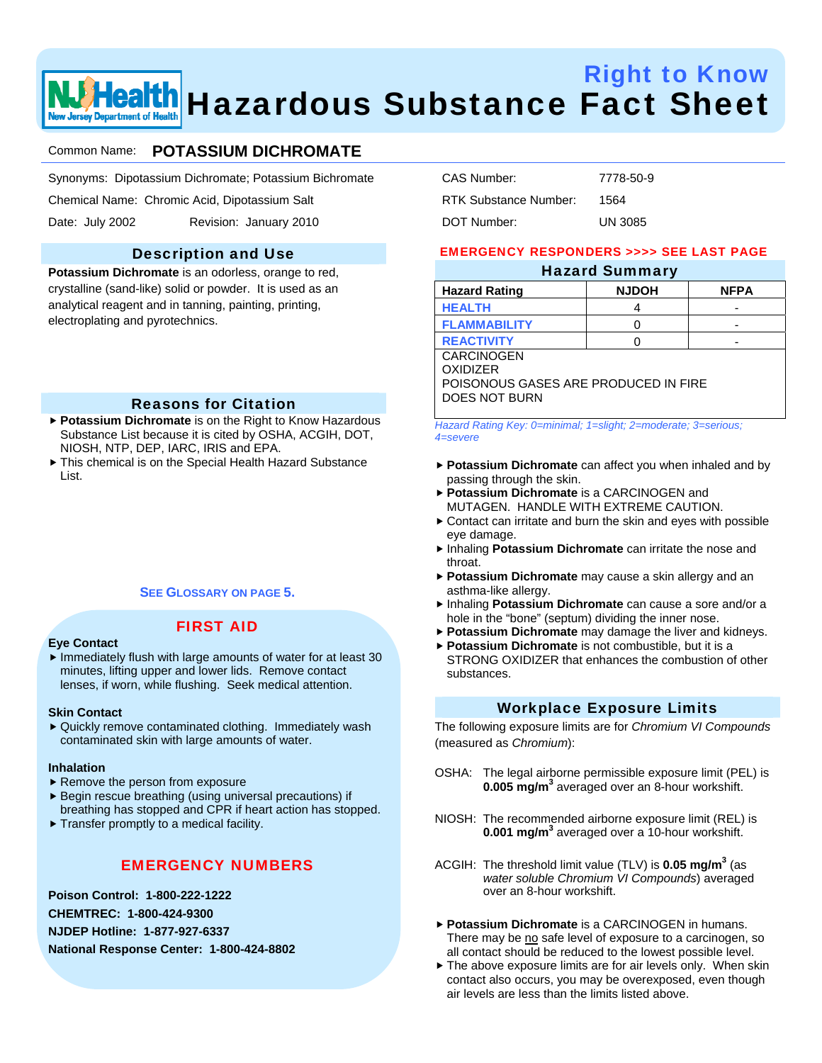# Right to Know Hazardous Substance Fact Sheet

Common Name: **POTASSIUM DICHROMATE**

Synonyms: Dipotassium Dichromate; Potassium Bichromate

Chemical Name: Chromic Acid, Dipotassium Salt

Date: July 2002 Revision: January 2010

CAS Number: 7778-50-9

RTK Substance Number: 1564

DOT Number: UN 3085

## Description and Use

**Potassium Dichromate** is an odorless, orange to red, crystalline (sand-like) solid or powder. It is used as an analytical reagent and in tanning, painting, printing, electroplating and pyrotechnics.

## Reasons for Citation

- **Potassium Dichromate** is on the Right to Know Hazardous Substance List because it is cited by OSHA, ACGIH, DOT, NIOSH, NTP, DEP, IARC, IRIS and EPA.
- This chemical is on the Special Health Hazard Substance List.

SEE GLOSSARY ON PAGE 5.

## FIRST AID

**Eye Contact**

- Immediately flush with large amounts of water for at least 30 minutes, lifting upper and lower lids. Remove contact lenses, if worn, while flushing. Seek medical attention.

**Skin Contact**

- Quickly remove contaminated clothing. Immediately wash contaminated skin with large amounts of water.

**Inhalation**

- Remove the person from exposure
- Begin rescue breathing (using universal precautions) if breathing has stopped and CPR if heart action has stopped.
- Transfer promptly to a medical facility.

## EMERGENCY NUMBERS

**Poison Control: 1-800-222-1222**

**CHEMTREC: 1-800-424-9300**

**NJDEP Hotline: 1-877-927-6337**

**National Response Center: 1-800-424-8802**

EMERGENCY RESPONDERS >>>> SEE LAST PAGE

## Hazard Summary

| Hazard Rating | NJDOH | NFPA |
|---|---|---|
| HEALTH | 4 | - |
| FLAMMABILITY | 0 | - |
| REACTIVITY | 0 | - |

CARCINOGEN
OXIDIZER
POISONOUS GASES ARE PRODUCED IN FIRE
DOES NOT BURN

*Hazard Rating Key: 0=minimal; 1=slight; 2=moderate; 3=serious; 4=severe*

- **Potassium Dichromate** can affect you when inhaled and by passing through the skin.
- **Potassium Dichromate** is a CARCINOGEN and MUTAGEN. HANDLE WITH EXTREME CAUTION.
- Contact can irritate and burn the skin and eyes with possible eye damage.
- Inhaling **Potassium Dichromate** can irritate the nose and throat.
- **Potassium Dichromate** may cause a skin allergy and an asthma-like allergy.
- Inhaling **Potassium Dichromate** can cause a sore and/or a hole in the "bone" (septum) dividing the inner nose.
- **Potassium Dichromate** may damage the liver and kidneys.
- **Potassium Dichromate** is not combustible, but it is a STRONG OXIDIZER that enhances the combustion of other substances.

## Workplace Exposure Limits

The following exposure limits are for *Chromium VI Compounds* (measured as *Chromium*):

OSHA: The legal airborne permissible exposure limit (PEL) is **0.005 mg/m$^3$** averaged over an 8-hour workshift.

NIOSH: The recommended airborne exposure limit (REL) is **0.001 mg/m$^3$** averaged over a 10-hour workshift.

ACGIH: The threshold limit value (TLV) is **0.05 mg/m$^3$** (as *water soluble Chromium VI Compounds*) averaged over an 8-hour workshift.

- **Potassium Dichromate** is a CARCINOGEN in humans. There may be no safe level of exposure to a carcinogen, so all contact should be reduced to the lowest possible level.
- The above exposure limits are for air levels only. When skin contact also occurs, you may be overexposed, even though air levels are less than the limits listed above.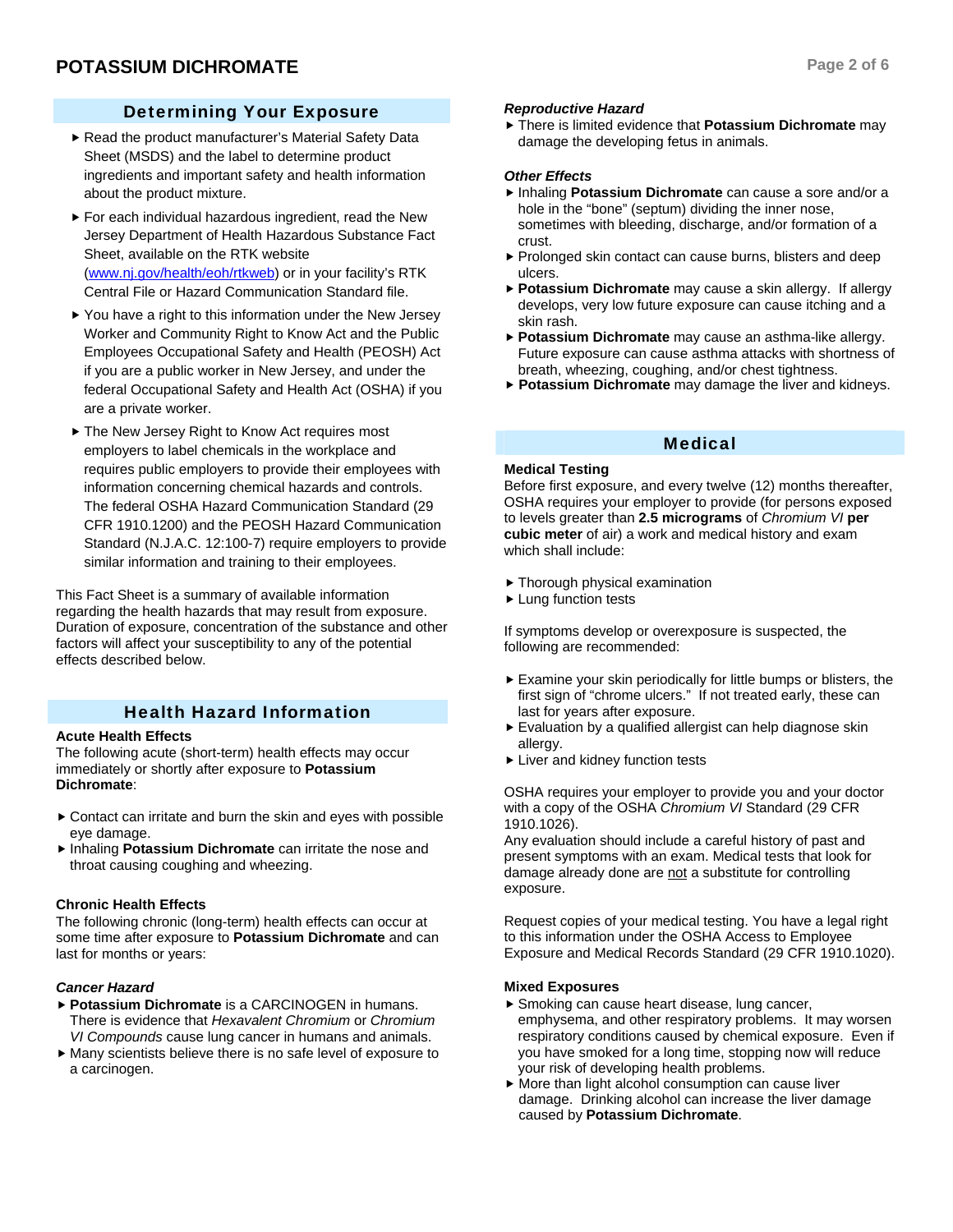## Determining Your Exposure

- Read the product manufacturer's Material Safety Data Sheet (MSDS) and the label to determine product ingredients and important safety and health information about the product mixture.
- For each individual hazardous ingredient, read the New Jersey Department of Health Hazardous Substance Fact Sheet, available on the RTK website ([www.nj.gov/health/eoh/rtkweb](www.nj.gov/health/eoh/rtkweb)) or in your facility's RTK Central File or Hazard Communication Standard file.
- You have a right to this information under the New Jersey Worker and Community Right to Know Act and the Public Employees Occupational Safety and Health (PEOSH) Act if you are a public worker in New Jersey, and under the federal Occupational Safety and Health Act (OSHA) if you are a private worker.
- The New Jersey Right to Know Act requires most employers to label chemicals in the workplace and requires public employers to provide their employees with information concerning chemical hazards and controls. The federal OSHA Hazard Communication Standard (29 CFR 1910.1200) and the PEOSH Hazard Communication Standard (N.J.A.C. 12:100-7) require employers to provide similar information and training to their employees.

This Fact Sheet is a summary of available information regarding the health hazards that may result from exposure. Duration of exposure, concentration of the substance and other factors will affect your susceptibility to any of the potential effects described below.

## Health Hazard Information

### Acute Health Effects

The following acute (short-term) health effects may occur immediately or shortly after exposure to **Potassium Dichromate**:

- Contact can irritate and burn the skin and eyes with possible eye damage.
- Inhaling **Potassium Dichromate** can irritate the nose and throat causing coughing and wheezing.

### Chronic Health Effects

The following chronic (long-term) health effects can occur at some time after exposure to **Potassium Dichromate** and can last for months or years:

#### *Cancer Hazard*

- **Potassium Dichromate** is a CARCINOGEN in humans. There is evidence that *Hexavalent Chromium* or *Chromium VI Compounds* cause lung cancer in humans and animals.
- Many scientists believe there is no safe level of exposure to a carcinogen.

#### *Reproductive Hazard*

- There is limited evidence that **Potassium Dichromate** may damage the developing fetus in animals.

#### *Other Effects*

- Inhaling **Potassium Dichromate** can cause a sore and/or a hole in the "bone" (septum) dividing the inner nose, sometimes with bleeding, discharge, and/or formation of a crust.
- Prolonged skin contact can cause burns, blisters and deep ulcers.
- **Potassium Dichromate** may cause a skin allergy. If allergy develops, very low future exposure can cause itching and a skin rash.
- **Potassium Dichromate** may cause an asthma-like allergy. Future exposure can cause asthma attacks with shortness of breath, wheezing, coughing, and/or chest tightness.
- **Potassium Dichromate** may damage the liver and kidneys.

## Medical

### Medical Testing

Before first exposure, and every twelve (12) months thereafter, OSHA requires your employer to provide (for persons exposed to levels greater than **2.5 micrograms** of *Chromium VI* **per cubic meter** of air) a work and medical history and exam which shall include:

- Thorough physical examination
- Lung function tests

If symptoms develop or overexposure is suspected, the following are recommended:

- Examine your skin periodically for little bumps or blisters, the first sign of "chrome ulcers." If not treated early, these can last for years after exposure.
- Evaluation by a qualified allergist can help diagnose skin allergy.
- Liver and kidney function tests

OSHA requires your employer to provide you and your doctor with a copy of the OSHA *Chromium VI* Standard (29 CFR 1910.1026).

Any evaluation should include a careful history of past and present symptoms with an exam. Medical tests that look for damage already done are not a substitute for controlling exposure.

Request copies of your medical testing. You have a legal right to this information under the OSHA Access to Employee Exposure and Medical Records Standard (29 CFR 1910.1020).

### Mixed Exposures

- Smoking can cause heart disease, lung cancer, emphysema, and other respiratory problems. It may worsen respiratory conditions caused by chemical exposure. Even if you have smoked for a long time, stopping now will reduce your risk of developing health problems.
- More than light alcohol consumption can cause liver damage. Drinking alcohol can increase the liver damage caused by **Potassium Dichromate**.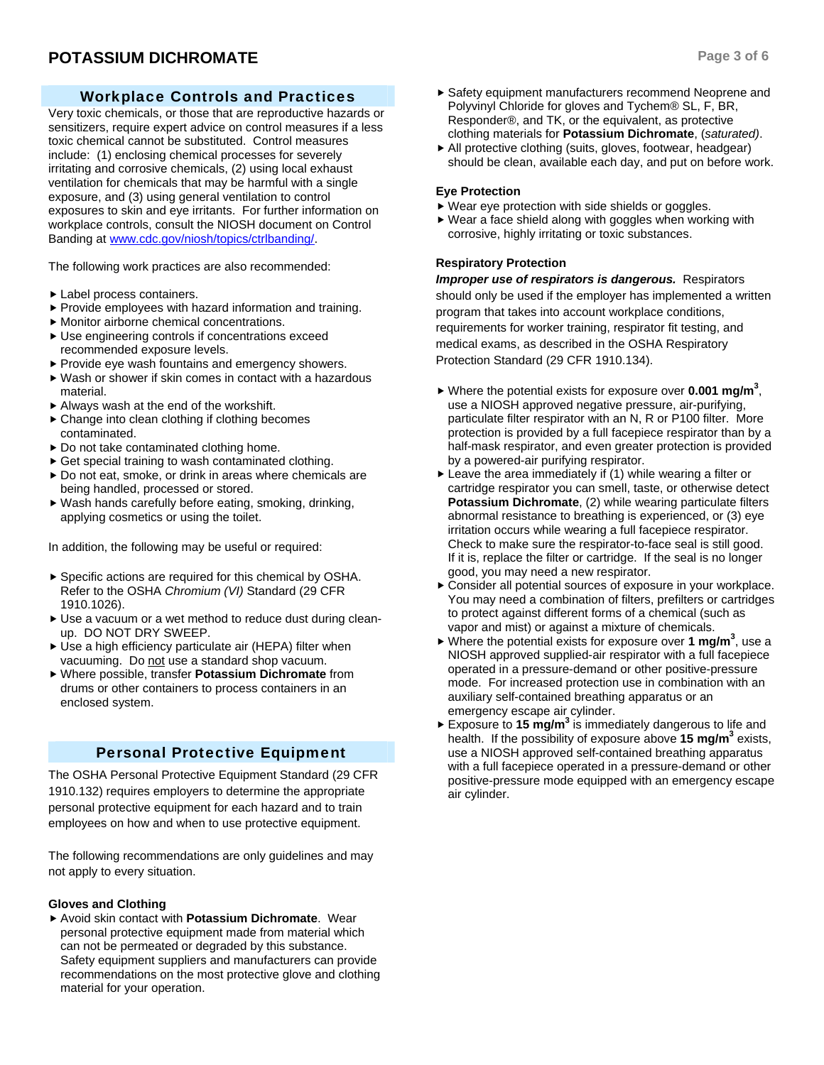## Workplace Controls and Practices

Very toxic chemicals, or those that are reproductive hazards or sensitizers, require expert advice on control measures if a less toxic chemical cannot be substituted. Control measures include: (1) enclosing chemical processes for severely irritating and corrosive chemicals, (2) using local exhaust ventilation for chemicals that may be harmful with a single exposure, and (3) using general ventilation to control exposures to skin and eye irritants. For further information on workplace controls, consult the NIOSH document on Control Banding at www.cdc.gov/niosh/topics/ctrlbanding/.

The following work practices are also recommended:

- Label process containers.
- Provide employees with hazard information and training.
- Monitor airborne chemical concentrations.
- Use engineering controls if concentrations exceed recommended exposure levels.
- Provide eye wash fountains and emergency showers.
- Wash or shower if skin comes in contact with a hazardous material.
- Always wash at the end of the workshift.
- Change into clean clothing if clothing becomes contaminated.
- Do not take contaminated clothing home.
- Get special training to wash contaminated clothing.
- Do not eat, smoke, or drink in areas where chemicals are being handled, processed or stored.
- Wash hands carefully before eating, smoking, drinking, applying cosmetics or using the toilet.

In addition, the following may be useful or required:

- Specific actions are required for this chemical by OSHA. Refer to the OSHA *Chromium (VI)* Standard (29 CFR 1910.1026).
- Use a vacuum or a wet method to reduce dust during clean-up. DO NOT DRY SWEEP.
- Use a high efficiency particulate air (HEPA) filter when vacuuming. Do not use a standard shop vacuum.
- Where possible, transfer **Potassium Dichromate** from drums or other containers to process containers in an enclosed system.

## Personal Protective Equipment

The OSHA Personal Protective Equipment Standard (29 CFR 1910.132) requires employers to determine the appropriate personal protective equipment for each hazard and to train employees on how and when to use protective equipment.

The following recommendations are only guidelines and may not apply to every situation.

### Gloves and Clothing

- Avoid skin contact with **Potassium Dichromate**. Wear personal protective equipment made from material which can not be permeated or degraded by this substance. Safety equipment suppliers and manufacturers can provide recommendations on the most protective glove and clothing material for your operation.
- Safety equipment manufacturers recommend Neoprene and Polyvinyl Chloride for gloves and Tychem® SL, F, BR, Responder®, and TK, or the equivalent, as protective clothing materials for **Potassium Dichromate**, (*saturated)*.
- All protective clothing (suits, gloves, footwear, headgear) should be clean, available each day, and put on before work.

### Eye Protection

- Wear eye protection with side shields or goggles.
- Wear a face shield along with goggles when working with corrosive, highly irritating or toxic substances.

### Respiratory Protection

***Improper use of respirators is dangerous.*** Respirators should only be used if the employer has implemented a written program that takes into account workplace conditions, requirements for worker training, respirator fit testing, and medical exams, as described in the OSHA Respiratory Protection Standard (29 CFR 1910.134).

- Where the potential exists for exposure over **0.001 mg/m$^3$**, use a NIOSH approved negative pressure, air-purifying, particulate filter respirator with an N, R or P100 filter. More protection is provided by a full facepiece respirator than by a half-mask respirator, and even greater protection is provided by a powered-air purifying respirator.
- Leave the area immediately if (1) while wearing a filter or cartridge respirator you can smell, taste, or otherwise detect **Potassium Dichromate**, (2) while wearing particulate filters abnormal resistance to breathing is experienced, or (3) eye irritation occurs while wearing a full facepiece respirator. Check to make sure the respirator-to-face seal is still good. If it is, replace the filter or cartridge. If the seal is no longer good, you may need a new respirator.
- Consider all potential sources of exposure in your workplace. You may need a combination of filters, prefilters or cartridges to protect against different forms of a chemical (such as vapor and mist) or against a mixture of chemicals.
- Where the potential exists for exposure over **1 mg/m$^3$**, use a NIOSH approved supplied-air respirator with a full facepiece operated in a pressure-demand or other positive-pressure mode. For increased protection use in combination with an auxiliary self-contained breathing apparatus or an emergency escape air cylinder.
- Exposure to **15 mg/m$^3$** is immediately dangerous to life and health. If the possibility of exposure above **15 mg/m$^3$** exists, use a NIOSH approved self-contained breathing apparatus with a full facepiece operated in a pressure-demand or other positive-pressure mode equipped with an emergency escape air cylinder.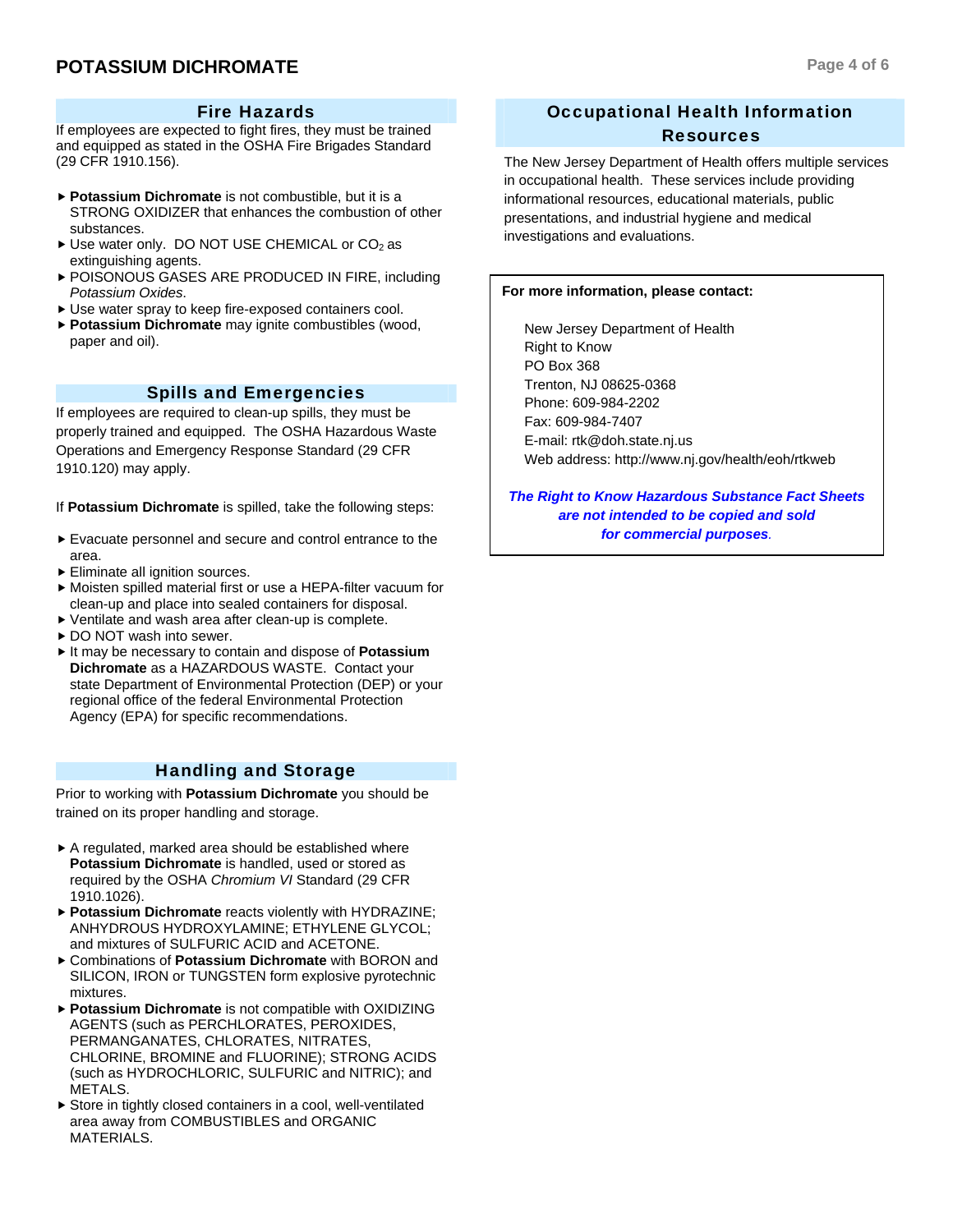## Fire Hazards

If employees are expected to fight fires, they must be trained and equipped as stated in the OSHA Fire Brigades Standard (29 CFR 1910.156).

- **Potassium Dichromate** is not combustible, but it is a STRONG OXIDIZER that enhances the combustion of other substances.
- Use water only. DO NOT USE CHEMICAL or $CO_2$ as extinguishing agents.
- POISONOUS GASES ARE PRODUCED IN FIRE, including *Potassium Oxides*.
- Use water spray to keep fire-exposed containers cool.
- **Potassium Dichromate** may ignite combustibles (wood, paper and oil).

## Spills and Emergencies

If employees are required to clean-up spills, they must be properly trained and equipped. The OSHA Hazardous Waste Operations and Emergency Response Standard (29 CFR 1910.120) may apply.

If **Potassium Dichromate** is spilled, take the following steps:

- Evacuate personnel and secure and control entrance to the area.
- Eliminate all ignition sources.
- Moisten spilled material first or use a HEPA-filter vacuum for clean-up and place into sealed containers for disposal.
- Ventilate and wash area after clean-up is complete.
- DO NOT wash into sewer.
- It may be necessary to contain and dispose of **Potassium Dichromate** as a HAZARDOUS WASTE. Contact your state Department of Environmental Protection (DEP) or your regional office of the federal Environmental Protection Agency (EPA) for specific recommendations.

## Handling and Storage

Prior to working with **Potassium Dichromate** you should be trained on its proper handling and storage.

- A regulated, marked area should be established where **Potassium Dichromate** is handled, used or stored as required by the OSHA *Chromium VI* Standard (29 CFR 1910.1026).
- **Potassium Dichromate** reacts violently with HYDRAZINE; ANHYDROUS HYDROXYLAMINE; ETHYLENE GLYCOL; and mixtures of SULFURIC ACID and ACETONE.
- Combinations of **Potassium Dichromate** with BORON and SILICON, IRON or TUNGSTEN form explosive pyrotechnic mixtures.
- **Potassium Dichromate** is not compatible with OXIDIZING AGENTS (such as PERCHLORATES, PEROXIDES, PERMANGANATES, CHLORATES, NITRATES, CHLORINE, BROMINE and FLUORINE); STRONG ACIDS (such as HYDROCHLORIC, SULFURIC and NITRIC); and METALS.
- Store in tightly closed containers in a cool, well-ventilated area away from COMBUSTIBLES and ORGANIC MATERIALS.

## Occupational Health Information Resources

The New Jersey Department of Health offers multiple services in occupational health. These services include providing informational resources, educational materials, public presentations, and industrial hygiene and medical investigations and evaluations.

**For more information, please contact:**

New Jersey Department of Health
Right to Know
PO Box 368
Trenton, NJ 08625-0368
Phone: 609-984-2202
Fax: 609-984-7407
E-mail: rtk@doh.state.nj.us
Web address: http://www.nj.gov/health/eoh/rtkweb

***The Right to Know Hazardous Substance Fact Sheets are not intended to be copied and sold for commercial purposes.***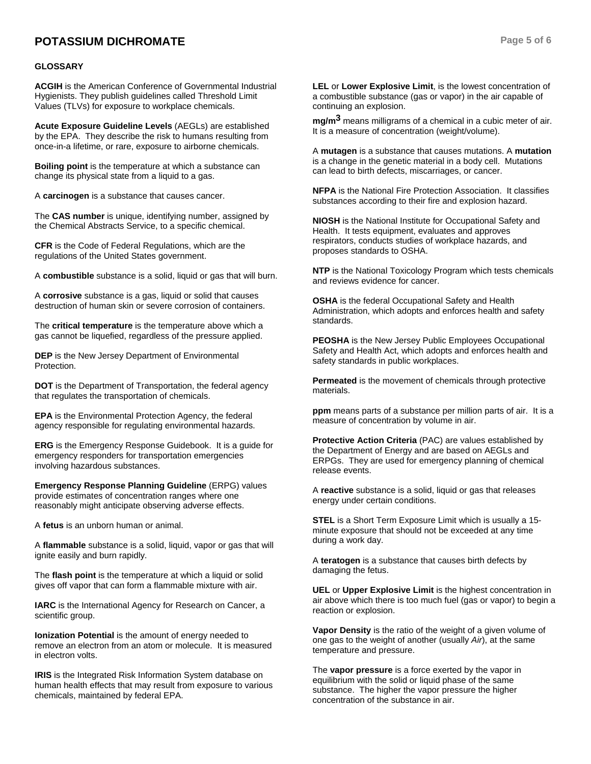## GLOSSARY

**ACGIH** is the American Conference of Governmental Industrial Hygienists. They publish guidelines called Threshold Limit Values (TLVs) for exposure to workplace chemicals.

**Acute Exposure Guideline Levels** (AEGLs) are established by the EPA. They describe the risk to humans resulting from once-in-a lifetime, or rare, exposure to airborne chemicals.

**Boiling point** is the temperature at which a substance can change its physical state from a liquid to a gas.

A **carcinogen** is a substance that causes cancer.

The **CAS number** is unique, identifying number, assigned by the Chemical Abstracts Service, to a specific chemical.

**CFR** is the Code of Federal Regulations, which are the regulations of the United States government.

A **combustible** substance is a solid, liquid or gas that will burn.

A **corrosive** substance is a gas, liquid or solid that causes destruction of human skin or severe corrosion of containers.

The **critical temperature** is the temperature above which a gas cannot be liquefied, regardless of the pressure applied.

**DEP** is the New Jersey Department of Environmental Protection.

**DOT** is the Department of Transportation, the federal agency that regulates the transportation of chemicals.

**EPA** is the Environmental Protection Agency, the federal agency responsible for regulating environmental hazards.

**ERG** is the Emergency Response Guidebook. It is a guide for emergency responders for transportation emergencies involving hazardous substances.

**Emergency Response Planning Guideline** (ERPG) values provide estimates of concentration ranges where one reasonably might anticipate observing adverse effects.

A **fetus** is an unborn human or animal.

A **flammable** substance is a solid, liquid, vapor or gas that will ignite easily and burn rapidly.

The **flash point** is the temperature at which a liquid or solid gives off vapor that can form a flammable mixture with air.

**IARC** is the International Agency for Research on Cancer, a scientific group.

**Ionization Potential** is the amount of energy needed to remove an electron from an atom or molecule. It is measured in electron volts.

**IRIS** is the Integrated Risk Information System database on human health effects that may result from exposure to various chemicals, maintained by federal EPA.

**LEL** or **Lower Explosive Limit**, is the lowest concentration of a combustible substance (gas or vapor) in the air capable of continuing an explosion.

**mg/m$^3$** means milligrams of a chemical in a cubic meter of air. It is a measure of concentration (weight/volume).

A **mutagen** is a substance that causes mutations. A **mutation** is a change in the genetic material in a body cell. Mutations can lead to birth defects, miscarriages, or cancer.

**NFPA** is the National Fire Protection Association. It classifies substances according to their fire and explosion hazard.

**NIOSH** is the National Institute for Occupational Safety and Health. It tests equipment, evaluates and approves respirators, conducts studies of workplace hazards, and proposes standards to OSHA.

**NTP** is the National Toxicology Program which tests chemicals and reviews evidence for cancer.

**OSHA** is the federal Occupational Safety and Health Administration, which adopts and enforces health and safety standards.

**PEOSHA** is the New Jersey Public Employees Occupational Safety and Health Act, which adopts and enforces health and safety standards in public workplaces.

**Permeated** is the movement of chemicals through protective materials.

**ppm** means parts of a substance per million parts of air. It is a measure of concentration by volume in air.

**Protective Action Criteria** (PAC) are values established by the Department of Energy and are based on AEGLs and ERPGs. They are used for emergency planning of chemical release events.

A **reactive** substance is a solid, liquid or gas that releases energy under certain conditions.

**STEL** is a Short Term Exposure Limit which is usually a 15-minute exposure that should not be exceeded at any time during a work day.

A **teratogen** is a substance that causes birth defects by damaging the fetus.

**UEL** or **Upper Explosive Limit** is the highest concentration in air above which there is too much fuel (gas or vapor) to begin a reaction or explosion.

**Vapor Density** is the ratio of the weight of a given volume of one gas to the weight of another (usually *Air*), at the same temperature and pressure.

The **vapor pressure** is a force exerted by the vapor in equilibrium with the solid or liquid phase of the same substance. The higher the vapor pressure the higher concentration of the substance in air.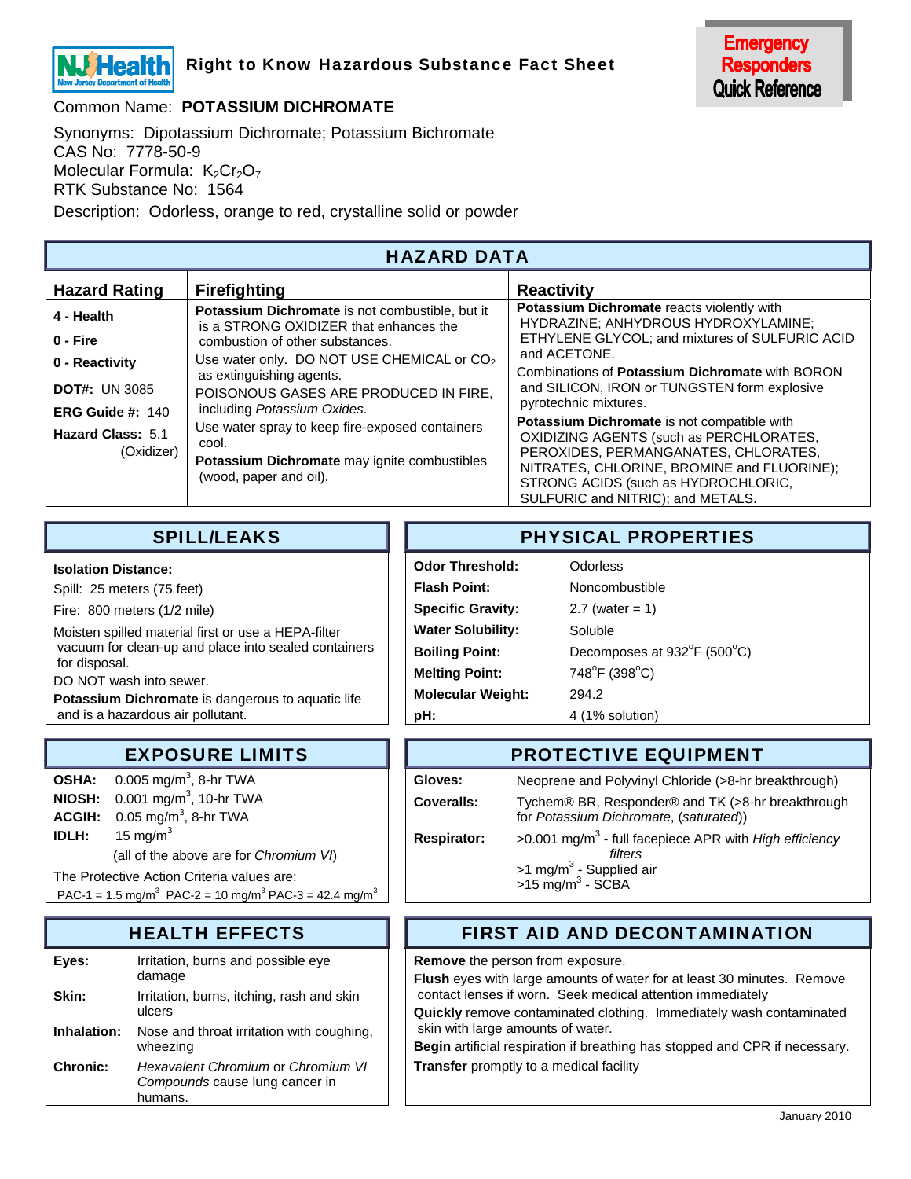**Right to Know Hazardous Substance Fact Sheet**

**Emergency Responders Quick Reference**

Common Name: **POTASSIUM DICHROMATE**

Synonyms: Dipotassium Dichromate; Potassium Bichromate
CAS No: 7778-50-9
Molecular Formula: $K_2Cr_2O_7$
RTK Substance No: 1564
Description: Odorless, orange to red, crystalline solid or powder

## HAZARD DATA

| Hazard Rating | Firefighting | Reactivity |
|---|---|---|
| **4 - Health**<br>**0 - Fire**<br>**0 - Reactivity**<br>**DOT#:** UN 3085<br>**ERG Guide #:** 140<br>**Hazard Class:** 5.1 (Oxidizer) | **Potassium Dichromate** is not combustible, but it is a STRONG OXIDIZER that enhances the combustion of other substances.<br>Use water only. DO NOT USE CHEMICAL or $CO_2$ as extinguishing agents.<br>POISONOUS GASES ARE PRODUCED IN FIRE, including *Potassium Oxides*.<br>Use water spray to keep fire-exposed containers cool.<br>**Potassium Dichromate** may ignite combustibles (wood, paper and oil). | **Potassium Dichromate** reacts violently with HYDRAZINE; ANHYDROUS HYDROXYLAMINE; ETHYLENE GLYCOL; and mixtures of SULFURIC ACID and ACETONE.<br>Combinations of **Potassium Dichromate** with BORON and SILICON, IRON or TUNGSTEN form explosive pyrotechnic mixtures.<br>**Potassium Dichromate** is not compatible with OXIDIZING AGENTS (such as PERCHLORATES, PEROXIDES, PERMANGANATES, CHLORATES, NITRATES, CHLORINE, BROMINE and FLUORINE); STRONG ACIDS (such as HYDROCHLORIC, SULFURIC and NITRIC); and METALS. |

## SPILL/LEAKS

**Isolation Distance:**

Spill: 25 meters (75 feet)

Fire: 800 meters (1/2 mile)

Moisten spilled material first or use a HEPA-filter vacuum for clean-up and place into sealed containers for disposal.

DO NOT wash into sewer.

**Potassium Dichromate** is dangerous to aquatic life and is a hazardous air pollutant.

## PHYSICAL PROPERTIES

| | |
|---|---|
| **Odor Threshold:** | Odorless |
| **Flash Point:** | Noncombustible |
| **Specific Gravity:** | 2.7 (water = 1) |
| **Water Solubility:** | Soluble |
| **Boiling Point:** | Decomposes at 932°F (500°C) |
| **Melting Point:** | 748°F (398°C) |
| **Molecular Weight:** | 294.2 |
| **pH:** | 4 (1% solution) |

## EXPOSURE LIMITS

| | |
|---|---|
| **OSHA:** | 0.005 mg/m$^3$, 8-hr TWA |
| **NIOSH:** | 0.001 mg/m$^3$, 10-hr TWA |
| **ACGIH:** | 0.05 mg/m$^3$, 8-hr TWA |
| **IDLH:** | 15 mg/m$^3$ |

(all of the above are for *Chromium VI*)

The Protective Action Criteria values are:

PAC-1 = 1.5 mg/m$^3$ PAC-2 = 10 mg/m$^3$ PAC-3 = 42.4 mg/m$^3$

## PROTECTIVE EQUIPMENT

| | |
|---|---|
| **Gloves:** | Neoprene and Polyvinyl Chloride (>8-hr breakthrough) |
| **Coveralls:** | Tychem® BR, Responder® and TK (>8-hr breakthrough for *Potassium Dichromate*, (*saturated*)) |
| **Respirator:** | >0.001 mg/m$^3$ - full facepiece APR with *High efficiency filters*<br>>1 mg/m$^3$ - Supplied air<br>>15 mg/m$^3$ - SCBA |

## HEALTH EFFECTS

| | |
|---|---|
| **Eyes:** | Irritation, burns and possible eye damage |
| **Skin:** | Irritation, burns, itching, rash and skin ulcers |
| **Inhalation:** | Nose and throat irritation with coughing, wheezing |
| **Chronic:** | *Hexavalent Chromium* or *Chromium VI Compounds* cause lung cancer in humans. |

## FIRST AID AND DECONTAMINATION

**Remove** the person from exposure.

**Flush** eyes with large amounts of water for at least 30 minutes. Remove contact lenses if worn. Seek medical attention immediately

**Quickly** remove contaminated clothing. Immediately wash contaminated skin with large amounts of water.

**Begin** artificial respiration if breathing has stopped and CPR if necessary.

**Transfer** promptly to a medical facility

January 2010